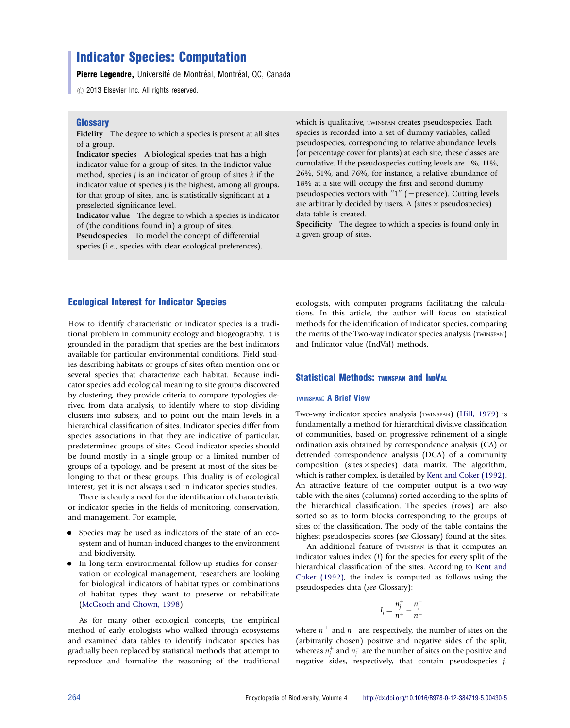# Indicator Species: Computation

**Pierre Legendre,** Université de Montréal, Montréal, QC, Canada

© 2013 Elsevier Inc. All rights reserved.

## Glossary

**Fidelity** The degree to which a species is present at all sites of a group.

**Indicator species** A biological species that has a high indicator value for a group of sites. In the Indictor value method, species $j$ is an indicator of group of sites $k$ if the indicator value of species $j$ is the highest, among all groups, for that group of sites, and is statistically significant at a preselected significance level.

**Indicator value** The degree to which a species is indicator of (the conditions found in) a group of sites.

**Pseudospecies** To model the concept of differential species (i.e., species with clear ecological preferences), which is qualitative, TWINSPAN creates pseudospecies. Each species is recorded into a set of dummy variables, called pseudospecies, corresponding to relative abundance levels (or percentage cover for plants) at each site; these classes are cumulative. If the pseudospecies cutting levels are 1%, 11%, 26%, 51%, and 76%, for instance, a relative abundance of 18% at a site will occupy the first and second dummy pseudospecies vectors with "1" (=presence). Cutting levels are arbitrarily decided by users. A (sites × pseudospecies) data table is created.

**Specificity** The degree to which a species is found only in a given group of sites.

## Ecological Interest for Indicator Species

How to identify characteristic or indicator species is a traditional problem in community ecology and biogeography. It is grounded in the paradigm that species are the best indicators available for particular environmental conditions. Field studies describing habitats or groups of sites often mention one or several species that characterize each habitat. Because indicator species add ecological meaning to site groups discovered by clustering, they provide criteria to compare typologies derived from data analysis, to identify where to stop dividing clusters into subsets, and to point out the main levels in a hierarchical classification of sites. Indicator species differ from species associations in that they are indicative of particular, predetermined groups of sites. Good indicator species should be found mostly in a single group or a limited number of groups of a typology, and be present at most of the sites belonging to that or these groups. This duality is of ecological interest; yet it is not always used in indicator species studies.

There is clearly a need for the identification of characteristic or indicator species in the fields of monitoring, conservation, and management. For example,

- Species may be used as indicators of the state of an ecosystem and of human-induced changes to the environment and biodiversity.
- In long-term environmental follow-up studies for conservation or ecological management, researchers are looking for biological indicators of habitat types or combinations of habitat types they want to preserve or rehabilitate (McGeoch and Chown, 1998).

As for many other ecological concepts, the empirical method of early ecologists who walked through ecosystems and examined data tables to identify indicator species has gradually been replaced by statistical methods that attempt to reproduce and formalize the reasoning of the traditional ecologists, with computer programs facilitating the calculations. In this article, the author will focus on statistical methods for the identification of indicator species, comparing the merits of the Two-way indicator species analysis (TWINSPAN) and Indicator value (IndVal) methods.

## Statistical Methods: TWINSPAN and INDVAL

### TWINSPAN: A Brief View

Two-way indicator species analysis (TWINSPAN) (Hill, 1979) is fundamentally a method for hierarchical divisive classification of communities, based on progressive refinement of a single ordination axis obtained by correspondence analysis (CA) or detrended correspondence analysis (DCA) of a community composition (sites × species) data matrix. The algorithm, which is rather complex, is detailed by Kent and Coker (1992). An attractive feature of the computer output is a two-way table with the sites (columns) sorted according to the splits of the hierarchical classification. The species (rows) are also sorted so as to form blocks corresponding to the groups of sites of the classification. The body of the table contains the highest pseudospecies scores (*see* Glossary) found at the sites.

An additional feature of TWINSPAN is that it computes an indicator values index ($I$) for the species for every split of the hierarchical classification of the sites. According to Kent and Coker (1992), the index is computed as follows using the pseudospecies data (*see* Glossary):

$$I_j = \frac{n_j^+}{n^+} - \frac{n_j^-}{n^-}$$

where $n^+$ and $n^-$ are, respectively, the number of sites on the (arbitrarily chosen) positive and negative sides of the split, whereas $n_j^+$ and $n_j^-$ are the number of sites on the positive and negative sides, respectively, that contain pseudospecies $j$.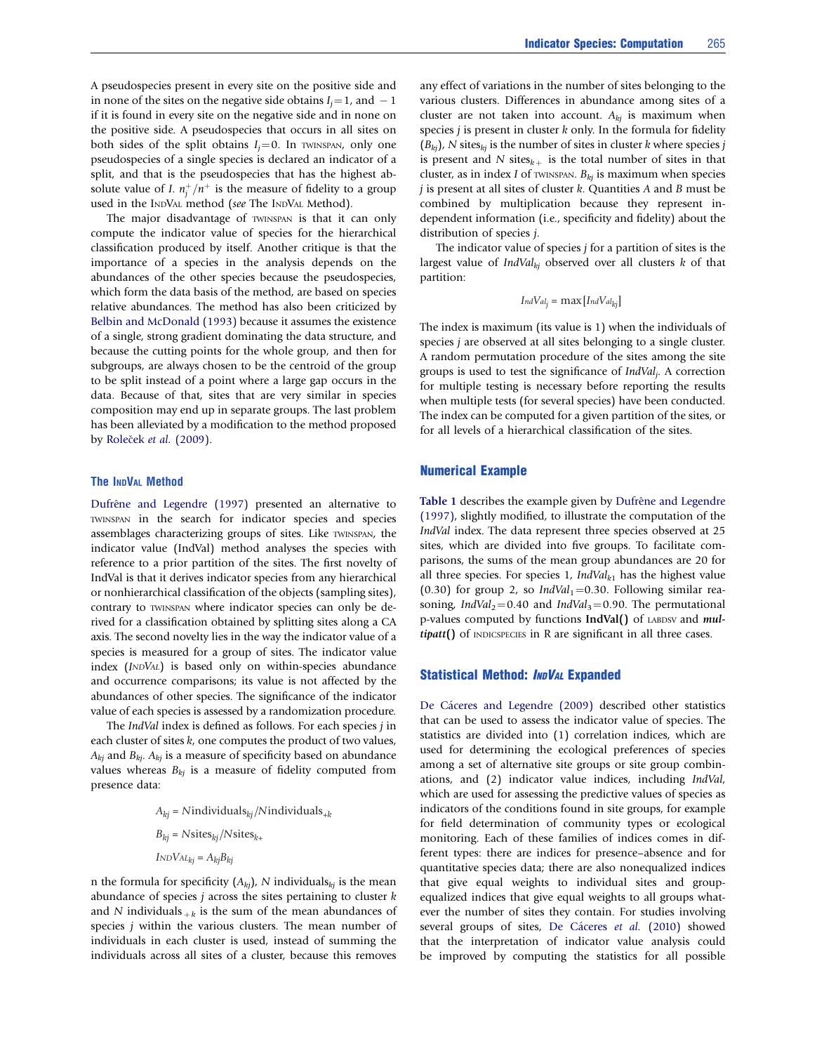A pseudospecies present in every site on the positive side and in none of the sites on the negative side obtains $I_j = 1$, and $-1$ if it is found in every site on the negative side and in none on the positive side. A pseudospecies that occurs in all sites on both sides of the split obtains $I_j = 0$. In TWINSPAN, only one pseudospecies of a single species is declared an indicator of a split, and that is the pseudospecies that has the highest absolute value of $I$. $n_j^+/n^+$ is the measure of fidelity to a group used in the INDVAL method (*see* The INDVAL Method).

The major disadvantage of TWINSPAN is that it can only compute the indicator value of species for the hierarchical classification produced by itself. Another critique is that the importance of a species in the analysis depends on the abundances of the other species because the pseudospecies, which form the data basis of the method, are based on species relative abundances. The method has also been criticized by Belbin and McDonald (1993) because it assumes the existence of a single, strong gradient dominating the data structure, and because the cutting points for the whole group, and then for subgroups, are always chosen to be the centroid of the group to be split instead of a point where a large gap occurs in the data. Because of that, sites that are very similar in species composition may end up in separate groups. The last problem has been alleviated by a modification to the method proposed by Roleček *et al.* (2009).

## The INDVAL Method

Dufrêne and Legendre (1997) presented an alternative to TWINSPAN in the search for indicator species and species assemblages characterizing groups of sites. Like TWINSPAN, the indicator value (IndVal) method analyses the species with reference to a prior partition of the sites. The first novelty of IndVal is that it derives indicator species from any hierarchical or nonhierarchical classification of the objects (sampling sites), contrary to TWINSPAN where indicator species can only be derived for a classification obtained by splitting sites along a CA axis. The second novelty lies in the way the indicator value of a species is measured for a group of sites. The indicator value index (*INDVAL*) is based only on within-species abundance and occurrence comparisons; its value is not affected by the abundances of other species. The significance of the indicator value of each species is assessed by a randomization procedure.

The *IndVal* index is defined as follows. For each species $j$ in each cluster of sites $k$, one computes the product of two values, $A_{kj}$ and $B_{kj}$. $A_{kj}$ is a measure of specificity based on abundance values whereas $B_{kj}$ is a measure of fidelity computed from presence data:

$$A_{kj} = N\text{individuals}_{kj}/N\text{individuals}_{+k}$$

$$B_{kj} = N\text{sites}_{kj}/N\text{sites}_{k+}$$

$$INDVAL_{kj} = A_{kj}B_{kj}$$

n the formula for specificity ($A_{kj}$), $N$ individuals$_{kj}$ is the mean abundance of species $j$ across the sites pertaining to cluster $k$ and $N$ individuals$_{+k}$ is the sum of the mean abundances of species $j$ within the various clusters. The mean number of individuals in each cluster is used, instead of summing the individuals across all sites of a cluster, because this removes any effect of variations in the number of sites belonging to the various clusters. Differences in abundance among sites of a cluster are not taken into account. $A_{kj}$ is maximum when species $j$ is present in cluster $k$ only. In the formula for fidelity ($B_{kj}$), $N$ sites$_{kj}$ is the number of sites in cluster $k$ where species $j$ is present and $N$ sites$_{k+}$ is the total number of sites in that cluster, as in index $I$ of TWINSPAN. $B_{kj}$ is maximum when species $j$ is present at all sites of cluster $k$. Quantities $A$ and $B$ must be combined by multiplication because they represent independent information (i.e., specificity and fidelity) about the distribution of species $j$.

The indicator value of species $j$ for a partition of sites is the largest value of $IndVal_{kj}$ observed over all clusters $k$ of that partition:

$$IndVal_j = \max[IndVal_{kj}]$$

The index is maximum (its value is 1) when the individuals of species $j$ are observed at all sites belonging to a single cluster. A random permutation procedure of the sites among the site groups is used to test the significance of $IndVal_j$. A correction for multiple testing is necessary before reporting the results when multiple tests (for several species) have been conducted. The index can be computed for a given partition of the sites, or for all levels of a hierarchical classification of the sites.

## Numerical Example

**Table 1** describes the example given by Dufrêne and Legendre (1997), slightly modified, to illustrate the computation of the *IndVal* index. The data represent three species observed at 25 sites, which are divided into five groups. To facilitate comparisons, the sums of the mean group abundances are 20 for all three species. For species 1, $IndVal_{k1}$ has the highest value (0.30) for group 2, so $IndVal_1 = 0.30$. Following similar reasoning, $IndVal_2 = 0.40$ and $IndVal_3 = 0.90$. The permutational p-values computed by functions **IndVal()** of LABDSV and ***multipatt*()** of INDICSPECIES in R are significant in all three cases.

## Statistical Method: *INDVAL* Expanded

De Cáceres and Legendre (2009) described other statistics that can be used to assess the indicator value of species. The statistics are divided into (1) correlation indices, which are used for determining the ecological preferences of species among a set of alternative site groups or site group combinations, and (2) indicator value indices, including *IndVal*, which are used for assessing the predictive values of species as indicators of the conditions found in site groups, for example for field determination of community types or ecological monitoring. Each of these families of indices comes in different types: there are indices for presence–absence and for quantitative species data; there are also nonequalized indices that give equal weights to individual sites and group-equalized indices that give equal weights to all groups whatever the number of sites they contain. For studies involving several groups of sites, De Cáceres *et al.* (2010) showed that the interpretation of indicator value analysis could be improved by computing the statistics for all possible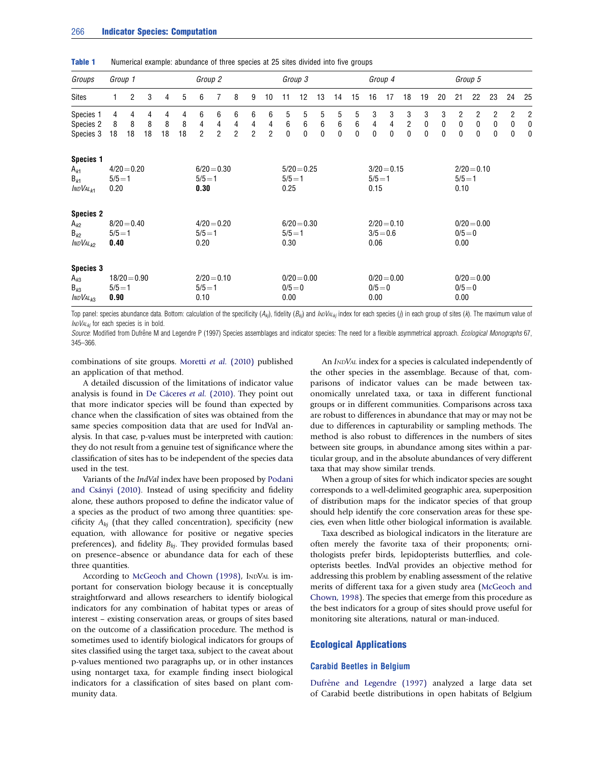**Table 1** Numerical example: abundance of three species at 25 sites divided into five groups

| Groups | Group 1 | | | | | Group 2 | | | | | Group 3 | | | | | Group 4 | | | | | Group 5 | | | | |
|---|---|---|---|---|---|---|---|---|---|---|---|---|---|---|---|---|---|---|---|---|---|---|---|---|---|
| Sites | 1 | 2 | 3 | 4 | 5 | 6 | 7 | 8 | 9 | 10 | 11 | 12 | 13 | 14 | 15 | 16 | 17 | 18 | 19 | 20 | 21 | 22 | 23 | 24 | 25 |
| Species 1 | 4 | 4 | 4 | 4 | 4 | 6 | 6 | 6 | 6 | 6 | 5 | 5 | 5 | 5 | 5 | 3 | 3 | 3 | 3 | 3 | 2 | 2 | 2 | 2 | 2 |
| Species 2 | 8 | 8 | 8 | 8 | 8 | 4 | 4 | 4 | 4 | 4 | 6 | 6 | 6 | 6 | 6 | 4 | 4 | 2 | 0 | 0 | 0 | 0 | 0 | 0 | 0 |
| Species 3 | 18 | 18 | 18 | 18 | 18 | 2 | 2 | 2 | 2 | 2 | 0 | 0 | 0 | 0 | 0 | 0 | 0 | 0 | 0 | 0 | 0 | 0 | 0 | 0 | 0 |

| | Group 1 | Group 2 | Group 3 | Group 4 | Group 5 |
|---|---|---|---|---|---|
| **Species 1** | | | | | |
| $A_{k1}$ | 4/20 = 0.20 | 6/20 = 0.30 | 5/20 = 0.25 | 3/20 = 0.15 | 2/20 = 0.10 |
| $B_{k1}$ | 5/5 = 1 | 5/5 = 1 | 5/5 = 1 | 5/5 = 1 | 5/5 = 1 |
| $IndVal_{k1}$ | 0.20 | **0.30** | 0.25 | 0.15 | 0.10 |
| **Species 2** | | | | | |
| $A_{k2}$ | 8/20 = 0.40 | 4/20 = 0.20 | 6/20 = 0.30 | 2/20 = 0.10 | 0/20 = 0.00 |
| $B_{k2}$ | 5/5 = 1 | 5/5 = 1 | 5/5 = 1 | 3/5 = 0.6 | 0/5 = 0 |
| $IndVal_{k2}$ | **0.40** | 0.20 | 0.30 | 0.06 | 0.00 |
| **Species 3** | | | | | |
| $A_{k3}$ | 18/20 = 0.90 | 2/20 = 0.10 | 0/20 = 0.00 | 0/20 = 0.00 | 0/20 = 0.00 |
| $B_{k3}$ | 5/5 = 1 | 5/5 = 1 | 0/5 = 0 | 0/5 = 0 | 0/5 = 0 |
| $IndVal_{k3}$ | **0.90** | 0.10 | 0.00 | 0.00 | 0.00 |

Top panel: species abundance data. Bottom: calculation of the specificity ($A_{kj}$), fidelity ($B_{kj}$) and $IndVal_{kj}$ index for each species ($j$) in each group of sites ($k$). The maximum value of $IndVal_{kj}$ for each species is in bold.

*Source*: Modified from Dufrêne M and Legendre P (1997) Species assemblages and indicator species: The need for a flexible asymmetrical approach. *Ecological Monographs* 67, 345–366.

combinations of site groups. Moretti *et al.* (2010) published an application of that method.

A detailed discussion of the limitations of indicator value analysis is found in De Cáceres *et al.* (2010). They point out that more indicator species will be found than expected by chance when the classification of sites was obtained from the same species composition data that are used for IndVal analysis. In that case, p-values must be interpreted with caution: they do not result from a genuine test of significance where the classification of sites has to be independent of the species data used in the test.

Variants of the *IndVal* index have been proposed by Podani and Csányi (2010). Instead of using specificity and fidelity alone, these authors proposed to define the indicator value of a species as the product of two among three quantities: specificity $A_{kj}$ (that they called concentration), specificity (new equation, with allowance for positive or negative species preferences), and fidelity $B_{kj}$. They provided formulas based on presence–absence or abundance data for each of these three quantities.

According to McGeoch and Chown (1998), IndVal is important for conservation biology because it is conceptually straightforward and allows researchers to identify biological indicators for any combination of habitat types or areas of interest – existing conservation areas, or groups of sites based on the outcome of a classification procedure. The method is sometimes used to identify biological indicators for groups of sites classified using the target taxa, subject to the caveat about p-values mentioned two paragraphs up, or in other instances using nontarget taxa, for example finding insect biological indicators for a classification of sites based on plant community data.

An IndVal index for a species is calculated independently of the other species in the assemblage. Because of that, comparisons of indicator values can be made between taxonomically unrelated taxa, or taxa in different functional groups or in different communities. Comparisons across taxa are robust to differences in abundance that may or may not be due to differences in capturability or sampling methods. The method is also robust to differences in the numbers of sites between site groups, in abundance among sites within a particular group, and in the absolute abundances of very different taxa that may show similar trends.

When a group of sites for which indicator species are sought corresponds to a well-delimited geographic area, superposition of distribution maps for the indicator species of that group should help identify the core conservation areas for these species, even when little other biological information is available.

Taxa described as biological indicators in the literature are often merely the favorite taxa of their proponents; ornithologists prefer birds, lepidopterists butterflies, and coleopterists beetles. IndVal provides an objective method for addressing this problem by enabling assessment of the relative merits of different taxa for a given study area (McGeoch and Chown, 1998). The species that emerge from this procedure as the best indicators for a group of sites should prove useful for monitoring site alterations, natural or man-induced.

## Ecological Applications

### Carabid Beetles in Belgium

Dufrêne and Legendre (1997) analyzed a large data set of Carabid beetle distributions in open habitats of Belgium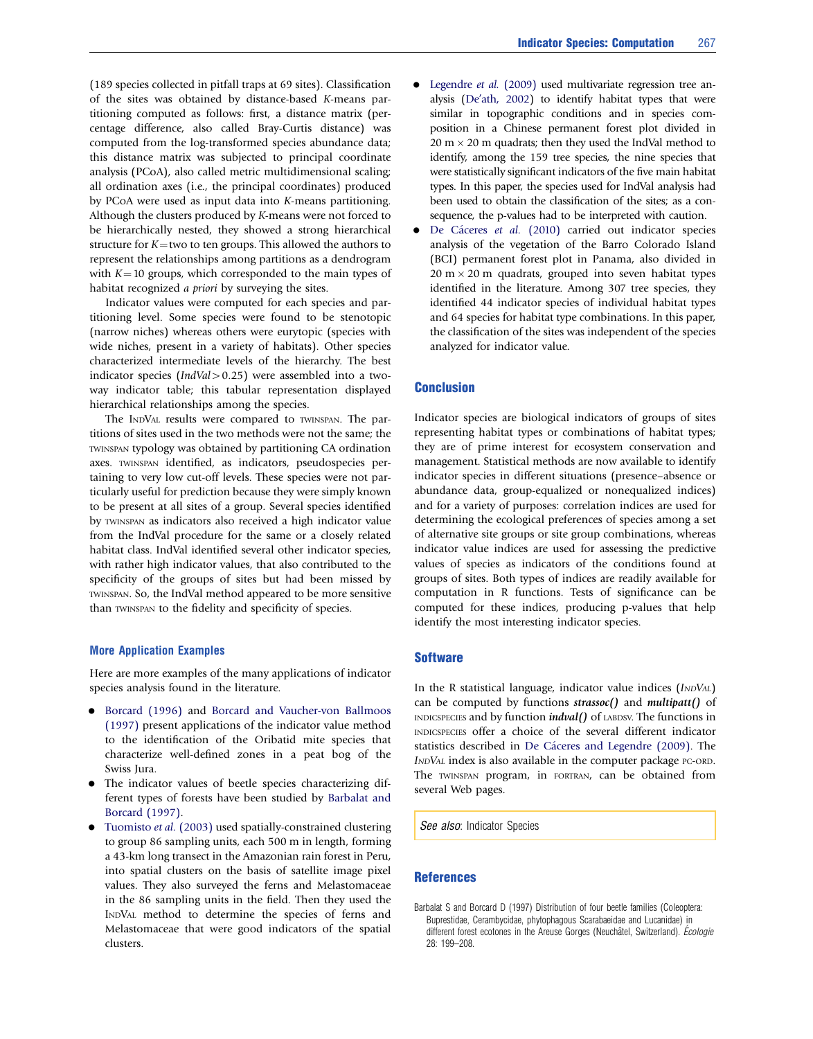(189 species collected in pitfall traps at 69 sites). Classification of the sites was obtained by distance-based *K*-means partitioning computed as follows: first, a distance matrix (percentage difference, also called Bray-Curtis distance) was computed from the log-transformed species abundance data; this distance matrix was subjected to principal coordinate analysis (PCoA), also called metric multidimensional scaling; all ordination axes (i.e., the principal coordinates) produced by PCoA were used as input data into *K*-means partitioning. Although the clusters produced by *K*-means were not forced to be hierarchically nested, they showed a strong hierarchical structure for $K =$ two to ten groups. This allowed the authors to represent the relationships among partitions as a dendrogram with $K = 10$ groups, which corresponded to the main types of habitat recognized *a priori* by surveying the sites.

Indicator values were computed for each species and partitioning level. Some species were found to be stenotopic (narrow niches) whereas others were eurytopic (species with wide niches, present in a variety of habitats). Other species characterized intermediate levels of the hierarchy. The best indicator species ($IndVal > 0.25$) were assembled into a two-way indicator table; this tabular representation displayed hierarchical relationships among the species.

The INDVAL results were compared to TWINSPAN. The partitions of sites used in the two methods were not the same; the TWINSPAN typology was obtained by partitioning CA ordination axes. TWINSPAN identified, as indicators, pseudospecies pertaining to very low cut-off levels. These species were not particularly useful for prediction because they were simply known to be present at all sites of a group. Several species identified by TWINSPAN as indicators also received a high indicator value from the IndVal procedure for the same or a closely related habitat class. IndVal identified several other indicator species, with rather high indicator values, that also contributed to the specificity of the groups of sites but had been missed by TWINSPAN. So, the IndVal method appeared to be more sensitive than TWINSPAN to the fidelity and specificity of species.

## More Application Examples

Here are more examples of the many applications of indicator species analysis found in the literature.

- Borcard (1996) and Borcard and Vaucher-von Ballmoos (1997) present applications of the indicator value method to the identification of the Oribatid mite species that characterize well-defined zones in a peat bog of the Swiss Jura.
- The indicator values of beetle species characterizing different types of forests have been studied by Barbalat and Borcard (1997).
- Tuomisto *et al.* (2003) used spatially-constrained clustering to group 86 sampling units, each 500 m in length, forming a 43-km long transect in the Amazonian rain forest in Peru, into spatial clusters on the basis of satellite image pixel values. They also surveyed the ferns and Melastomaceae in the 86 sampling units in the field. Then they used the INDVAL method to determine the species of ferns and Melastomaceae that were good indicators of the spatial clusters.
- Legendre *et al.* (2009) used multivariate regression tree analysis (De'ath, 2002) to identify habitat types that were similar in topographic conditions and in species composition in a Chinese permanent forest plot divided in $20\ \text{m} \times 20\ \text{m}$ quadrats; then they used the IndVal method to identify, among the 159 tree species, the nine species that were statistically significant indicators of the five main habitat types. In this paper, the species used for IndVal analysis had been used to obtain the classification of the sites; as a consequence, the p-values had to be interpreted with caution.
- De Cáceres *et al.* (2010) carried out indicator species analysis of the vegetation of the Barro Colorado Island (BCI) permanent forest plot in Panama, also divided in $20\ \text{m} \times 20\ \text{m}$ quadrats, grouped into seven habitat types identified in the literature. Among 307 tree species, they identified 44 indicator species of individual habitat types and 64 species for habitat type combinations. In this paper, the classification of the sites was independent of the species analyzed for indicator value.

## Conclusion

Indicator species are biological indicators of groups of sites representing habitat types or combinations of habitat types; they are of prime interest for ecosystem conservation and management. Statistical methods are now available to identify indicator species in different situations (presence–absence or abundance data, group-equalized or nonequalized indices) and for a variety of purposes: correlation indices are used for determining the ecological preferences of species among a set of alternative site groups or site group combinations, whereas indicator value indices are used for assessing the predictive values of species as indicators of the conditions found at groups of sites. Both types of indices are readily available for computation in R functions. Tests of significance can be computed for these indices, producing p-values that help identify the most interesting indicator species.

## Software

In the R statistical language, indicator value indices (*INDVAL*) can be computed by functions ***strassoc()*** and ***multipatt()*** of INDICSPECIES and by function ***indval()*** of LABDSV. The functions in INDICSPECIES offer a choice of the several different indicator statistics described in De Cáceres and Legendre (2009). The *INDVAL* index is also available in the computer package PC-ORD. The TWINSPAN program, in FORTRAN, can be obtained from several Web pages.

*See also*: Indicator Species

## References

Barbalat S and Borcard D (1997) Distribution of four beetle families (Coleoptera: Buprestidae, Cerambycidae, phytophagous Scarabaeidae and Lucanidae) in different forest ecotones in the Areuse Gorges (Neuchâtel, Switzerland). *Écologie* 28: 199–208.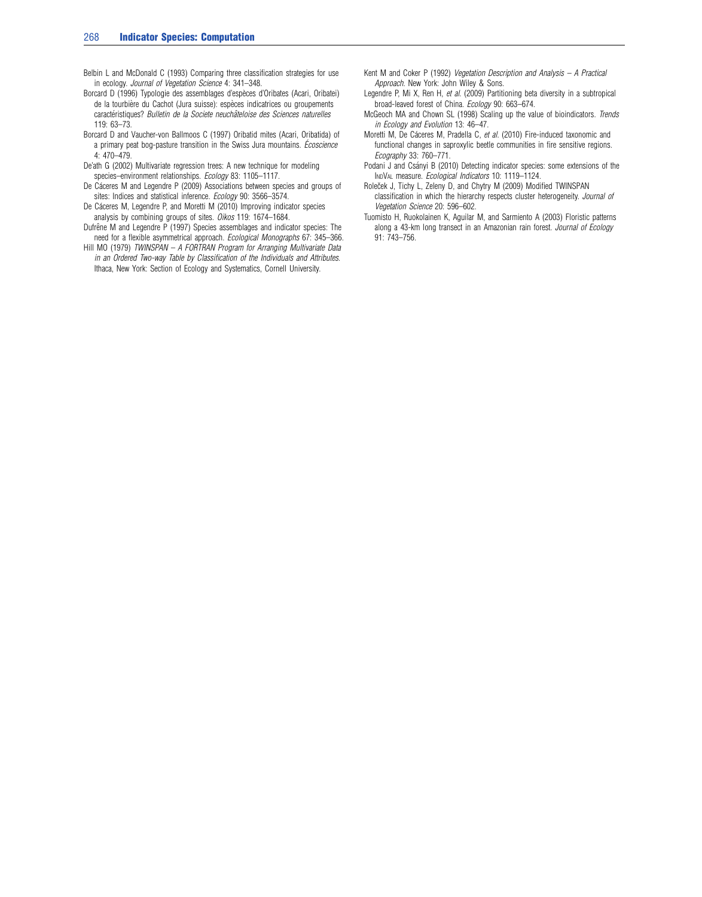Belbin L and McDonald C (1993) Comparing three classification strategies for use in ecology. *Journal of Vegetation Science* 4: 341–348.

Borcard D (1996) Typologie des assemblages d'espèces d'Oribates (Acari, Oribatei) de la tourbière du Cachot (Jura suisse): espèces indicatrices ou groupements caractéristiques? *Bulletin de la Societe neuchâteloise des Sciences naturelles* 119: 63–73.

Borcard D and Vaucher-von Ballmoos C (1997) Oribatid mites (Acari, Oribatida) of a primary peat bog-pasture transition in the Swiss Jura mountains. *Écoscience* 4: 470–479.

De'ath G (2002) Multivariate regression trees: A new technique for modeling species–environment relationships. *Ecology* 83: 1105–1117.

De Cáceres M and Legendre P (2009) Associations between species and groups of sites: Indices and statistical inference. *Ecology* 90: 3566–3574.

De Cáceres M, Legendre P, and Moretti M (2010) Improving indicator species analysis by combining groups of sites. *Oikos* 119: 1674–1684.

Dufrêne M and Legendre P (1997) Species assemblages and indicator species: The need for a flexible asymmetrical approach. *Ecological Monographs* 67: 345–366.

Hill MO (1979) *TWINSPAN – A FORTRAN Program for Arranging Multivariate Data in an Ordered Two-way Table by Classification of the Individuals and Attributes*. Ithaca, New York: Section of Ecology and Systematics, Cornell University.

Kent M and Coker P (1992) *Vegetation Description and Analysis – A Practical Approach*. New York: John Wiley & Sons.

Legendre P, Mi X, Ren H, *et al.* (2009) Partitioning beta diversity in a subtropical broad-leaved forest of China. *Ecology* 90: 663–674.

McGeoch MA and Chown SL (1998) Scaling up the value of bioindicators. *Trends in Ecology and Evolution* 13: 46–47.

Moretti M, De Cáceres M, Pradella C, *et al.* (2010) Fire-induced taxonomic and functional changes in saproxylic beetle communities in fire sensitive regions. *Ecography* 33: 760–771.

Podani J and Csányi B (2010) Detecting indicator species: some extensions of the IndVal measure. *Ecological Indicators* 10: 1119–1124.

Roleček J, Tichy L, Zeleny D, and Chytry M (2009) Modified TWINSPAN classification in which the hierarchy respects cluster heterogeneity. *Journal of Vegetation Science* 20: 596–602.

Tuomisto H, Ruokolainen K, Aguilar M, and Sarmiento A (2003) Floristic patterns along a 43-km long transect in an Amazonian rain forest. *Journal of Ecology* 91: 743–756.